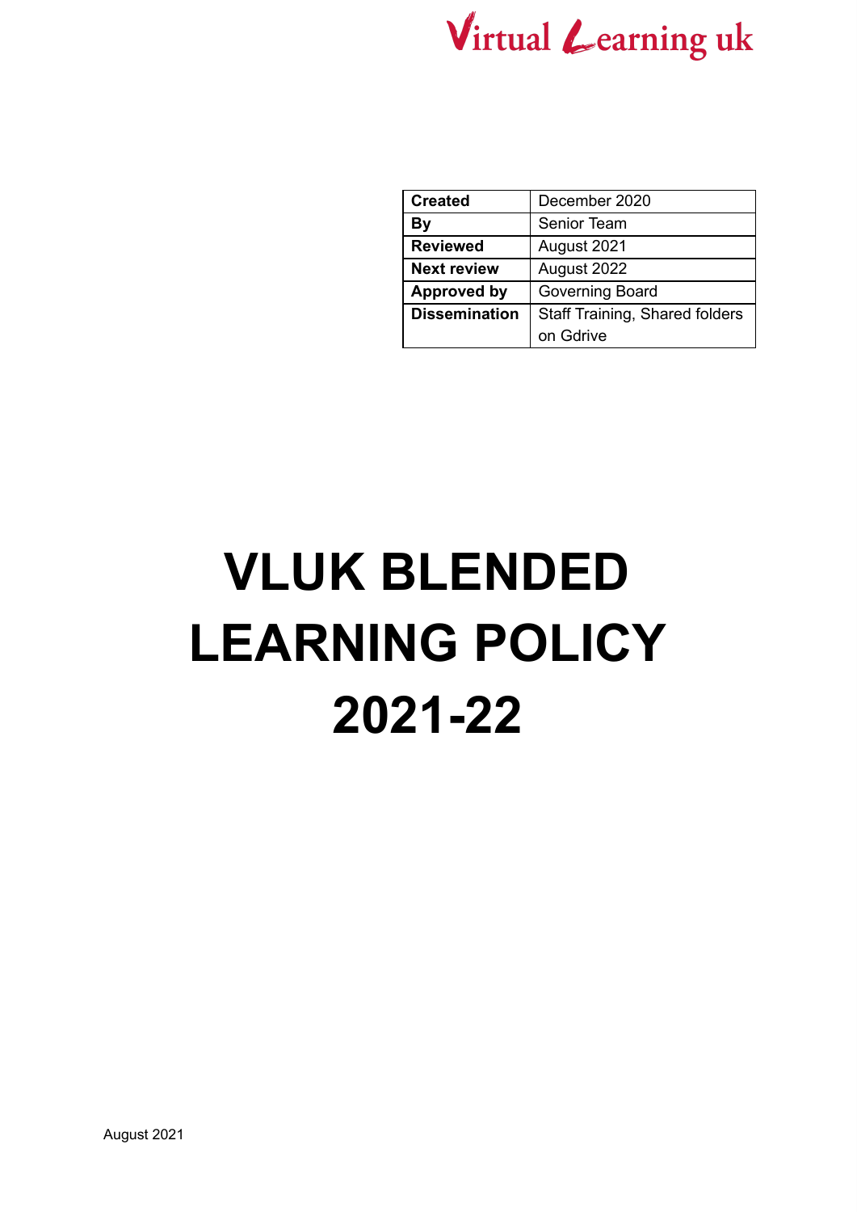Virtual Learning uk

| Created | December 2020 |
|---|---|
| By | Senior Team |
| Reviewed | August 2021 |
| Next review | August 2022 |
| Approved by | Governing Board |
| Dissemination | Staff Training, Shared folders on Gdrive |

# VLUK BLENDED LEARNING POLICY 2021-22

August 2021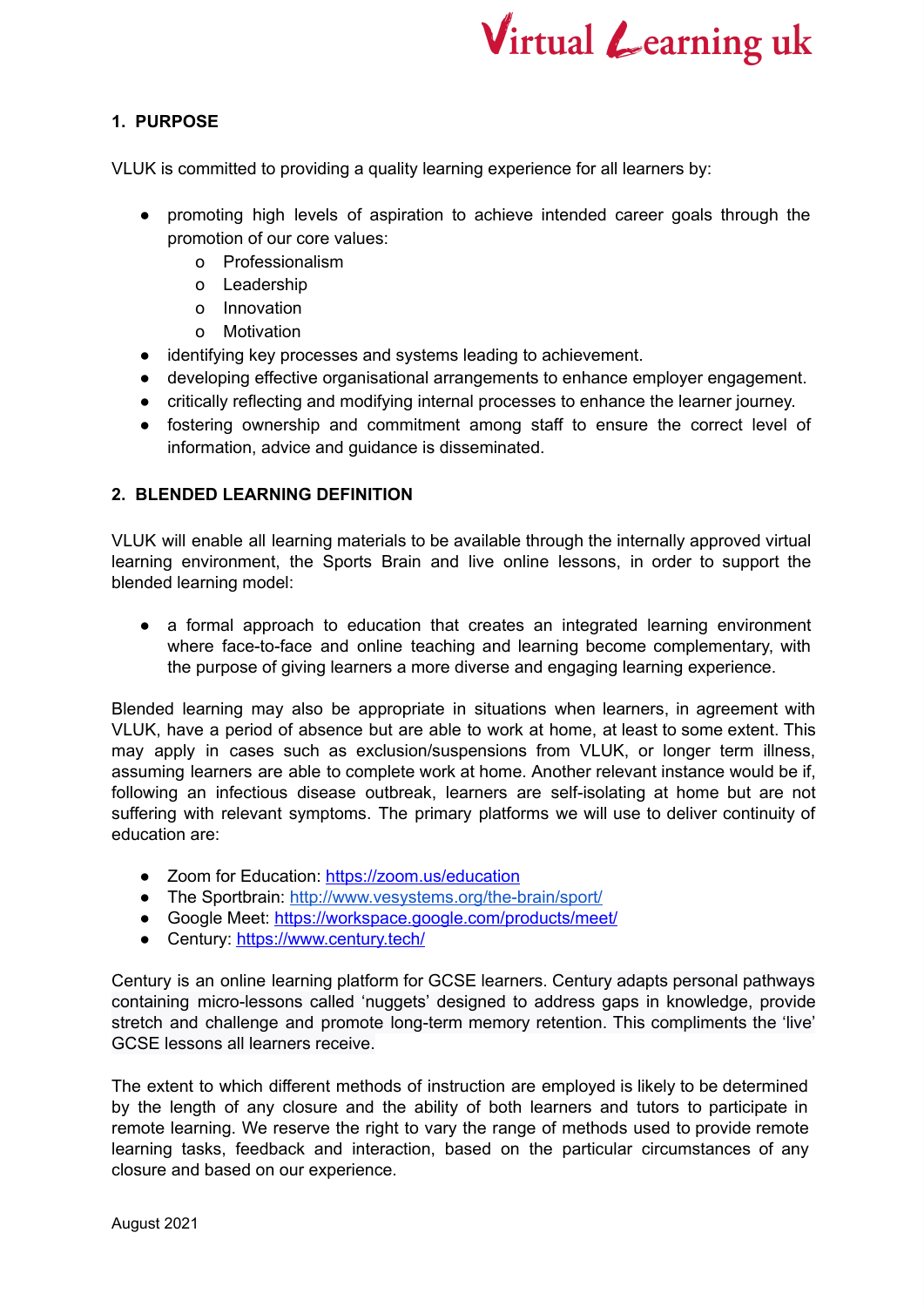## 1. PURPOSE

VLUK is committed to providing a quality learning experience for all learners by:

- promoting high levels of aspiration to achieve intended career goals through the promotion of our core values:
  - Professionalism
  - Leadership
  - Innovation
  - Motivation
- identifying key processes and systems leading to achievement.
- developing effective organisational arrangements to enhance employer engagement.
- critically reflecting and modifying internal processes to enhance the learner journey.
- fostering ownership and commitment among staff to ensure the correct level of information, advice and guidance is disseminated.

## 2. BLENDED LEARNING DEFINITION

VLUK will enable all learning materials to be available through the internally approved virtual learning environment, the Sports Brain and live online lessons, in order to support the blended learning model:

- a formal approach to education that creates an integrated learning environment where face-to-face and online teaching and learning become complementary, with the purpose of giving learners a more diverse and engaging learning experience.

Blended learning may also be appropriate in situations when learners, in agreement with VLUK, have a period of absence but are able to work at home, at least to some extent. This may apply in cases such as exclusion/suspensions from VLUK, or longer term illness, assuming learners are able to complete work at home. Another relevant instance would be if, following an infectious disease outbreak, learners are self-isolating at home but are not suffering with relevant symptoms. The primary platforms we will use to deliver continuity of education are:

- Zoom for Education: [https://zoom.us/education](https://zoom.us/education)
- The Sportbrain: [http://www.vesystems.org/the-brain/sport/](http://www.vesystems.org/the-brain/sport/)
- Google Meet: [https://workspace.google.com/products/meet/](https://workspace.google.com/products/meet/)
- Century: [https://www.century.tech/](https://www.century.tech/)

Century is an online learning platform for GCSE learners. Century adapts personal pathways containing micro-lessons called 'nuggets' designed to address gaps in knowledge, provide stretch and challenge and promote long-term memory retention. This compliments the 'live' GCSE lessons all learners receive.

The extent to which different methods of instruction are employed is likely to be determined by the length of any closure and the ability of both learners and tutors to participate in remote learning. We reserve the right to vary the range of methods used to provide remote learning tasks, feedback and interaction, based on the particular circumstances of any closure and based on our experience.

August 2021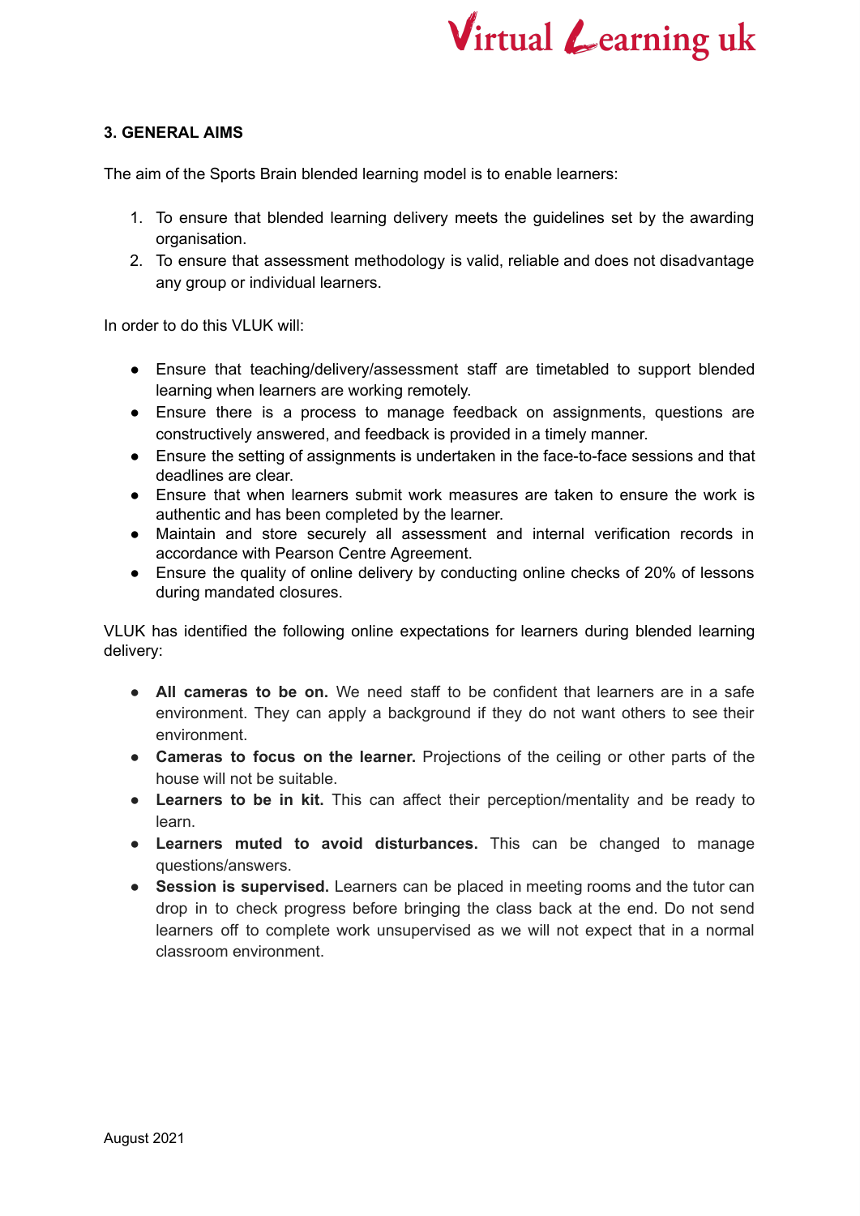## 3. GENERAL AIMS

The aim of the Sports Brain blended learning model is to enable learners:

1. To ensure that blended learning delivery meets the guidelines set by the awarding organisation.
2. To ensure that assessment methodology is valid, reliable and does not disadvantage any group or individual learners.

In order to do this VLUK will:

- Ensure that teaching/delivery/assessment staff are timetabled to support blended learning when learners are working remotely.
- Ensure there is a process to manage feedback on assignments, questions are constructively answered, and feedback is provided in a timely manner.
- Ensure the setting of assignments is undertaken in the face-to-face sessions and that deadlines are clear.
- Ensure that when learners submit work measures are taken to ensure the work is authentic and has been completed by the learner.
- Maintain and store securely all assessment and internal verification records in accordance with Pearson Centre Agreement.
- Ensure the quality of online delivery by conducting online checks of 20% of lessons during mandated closures.

VLUK has identified the following online expectations for learners during blended learning delivery:

- **All cameras to be on.** We need staff to be confident that learners are in a safe environment. They can apply a background if they do not want others to see their environment.
- **Cameras to focus on the learner.** Projections of the ceiling or other parts of the house will not be suitable.
- **Learners to be in kit.** This can affect their perception/mentality and be ready to learn.
- **Learners muted to avoid disturbances.** This can be changed to manage questions/answers.
- **Session is supervised.** Learners can be placed in meeting rooms and the tutor can drop in to check progress before bringing the class back at the end. Do not send learners off to complete work unsupervised as we will not expect that in a normal classroom environment.

August 2021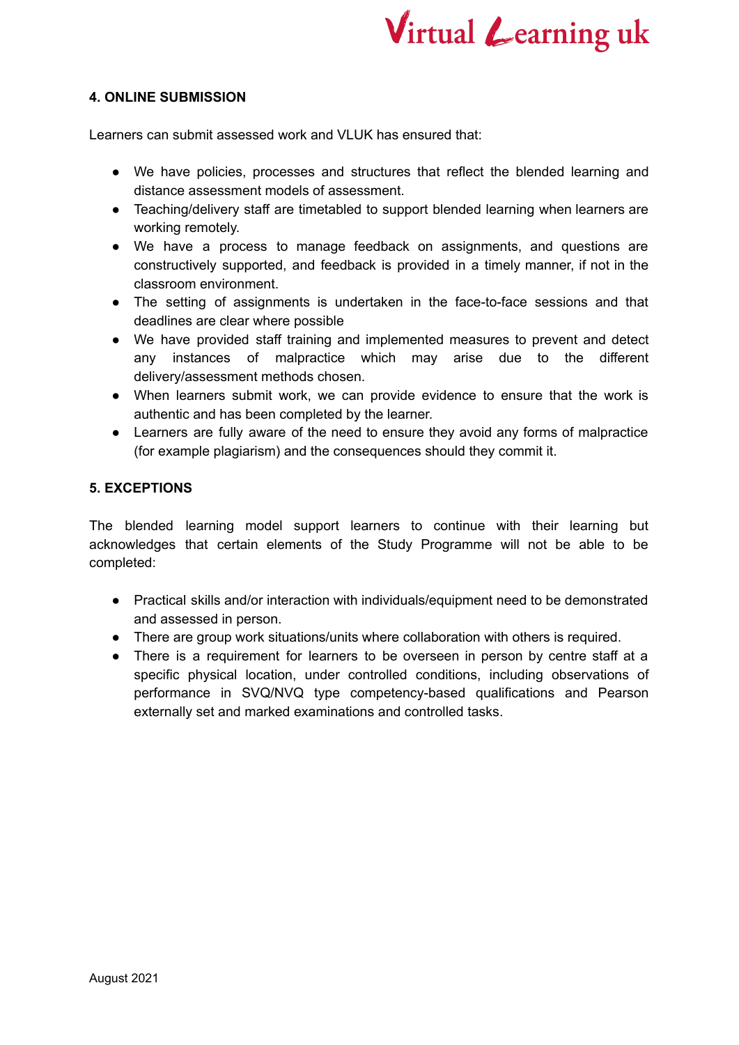## 4. ONLINE SUBMISSION

Learners can submit assessed work and VLUK has ensured that:

- We have policies, processes and structures that reflect the blended learning and distance assessment models of assessment.
- Teaching/delivery staff are timetabled to support blended learning when learners are working remotely.
- We have a process to manage feedback on assignments, and questions are constructively supported, and feedback is provided in a timely manner, if not in the classroom environment.
- The setting of assignments is undertaken in the face-to-face sessions and that deadlines are clear where possible
- We have provided staff training and implemented measures to prevent and detect any instances of malpractice which may arise due to the different delivery/assessment methods chosen.
- When learners submit work, we can provide evidence to ensure that the work is authentic and has been completed by the learner.
- Learners are fully aware of the need to ensure they avoid any forms of malpractice (for example plagiarism) and the consequences should they commit it.

## 5. EXCEPTIONS

The blended learning model support learners to continue with their learning but acknowledges that certain elements of the Study Programme will not be able to be completed:

- Practical skills and/or interaction with individuals/equipment need to be demonstrated and assessed in person.
- There are group work situations/units where collaboration with others is required.
- There is a requirement for learners to be overseen in person by centre staff at a specific physical location, under controlled conditions, including observations of performance in SVQ/NVQ type competency-based qualifications and Pearson externally set and marked examinations and controlled tasks.